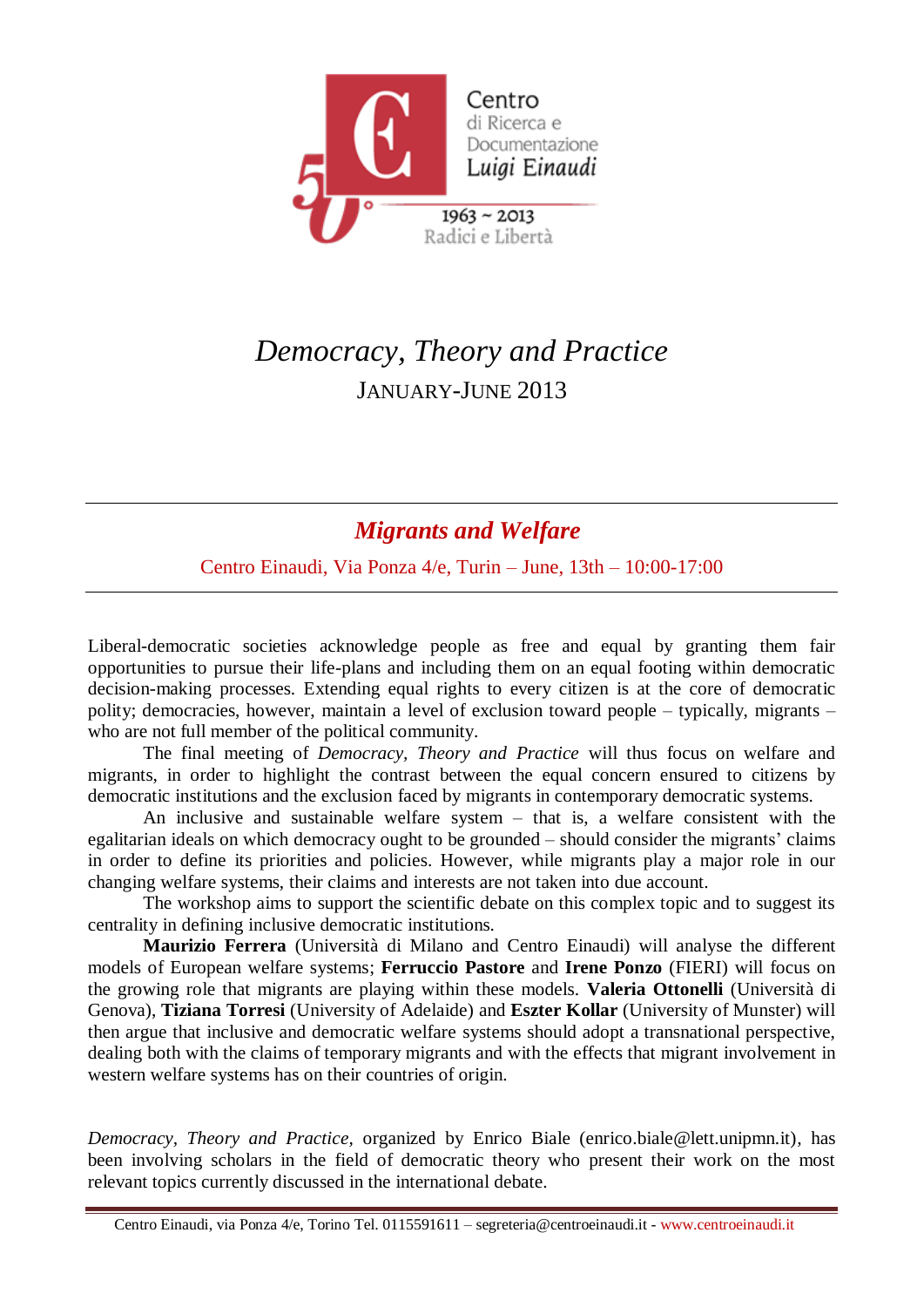Centro di Ricerca e Documentazione Luigi Einaudi

1963 ~ 2013

Radici e Libertà

# *Democracy, Theory and Practice*

JANUARY-JUNE 2013

## ***Migrants and Welfare***

Centro Einaudi, Via Ponza 4/e, Turin – June, 13th – 10:00-17:00

Liberal-democratic societies acknowledge people as free and equal by granting them fair opportunities to pursue their life-plans and including them on an equal footing within democratic decision-making processes. Extending equal rights to every citizen is at the core of democratic polity; democracies, however, maintain a level of exclusion toward people – typically, migrants – who are not full member of the political community.

The final meeting of *Democracy, Theory and Practice* will thus focus on welfare and migrants, in order to highlight the contrast between the equal concern ensured to citizens by democratic institutions and the exclusion faced by migrants in contemporary democratic systems.

An inclusive and sustainable welfare system – that is, a welfare consistent with the egalitarian ideals on which democracy ought to be grounded – should consider the migrants' claims in order to define its priorities and policies. However, while migrants play a major role in our changing welfare systems, their claims and interests are not taken into due account.

The workshop aims to support the scientific debate on this complex topic and to suggest its centrality in defining inclusive democratic institutions.

**Maurizio Ferrera** (Università di Milano and Centro Einaudi) will analyse the different models of European welfare systems; **Ferruccio Pastore** and **Irene Ponzo** (FIERI) will focus on the growing role that migrants are playing within these models. **Valeria Ottonelli** (Università di Genova), **Tiziana Torresi** (University of Adelaide) and **Eszter Kollar** (University of Munster) will then argue that inclusive and democratic welfare systems should adopt a transnational perspective, dealing both with the claims of temporary migrants and with the effects that migrant involvement in western welfare systems has on their countries of origin.

*Democracy, Theory and Practice*, organized by Enrico Biale (enrico.biale@lett.unipmn.it), has been involving scholars in the field of democratic theory who present their work on the most relevant topics currently discussed in the international debate.

Centro Einaudi, via Ponza 4/e, Torino Tel. 0115591611 – segreteria@centroeinaudi.it - www.centroeinaudi.it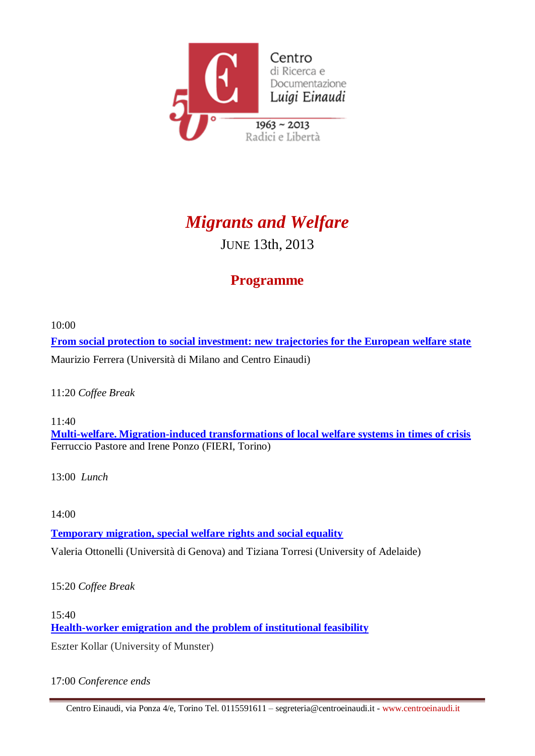# *Migrants and Welfare*

JUNE 13th, 2013

## Programme

10:00

**From social protection to social investment: new trajectories for the European welfare state**

Maurizio Ferrera (Università di Milano and Centro Einaudi)

11:20 *Coffee Break*

11:40

**Multi-welfare. Migration-induced transformations of local welfare systems in times of crisis**

Ferruccio Pastore and Irene Ponzo (FIERI, Torino)

13:00 *Lunch*

14:00

**Temporary migration, special welfare rights and social equality**

Valeria Ottonelli (Università di Genova) and Tiziana Torresi (University of Adelaide)

15:20 *Coffee Break*

15:40

**Health-worker emigration and the problem of institutional feasibility**

Eszter Kollar (University of Munster)

17:00 *Conference ends*

Centro Einaudi, via Ponza 4/e, Torino Tel. 0115591611 – segreteria@centroeinaudi.it - www.centroeinaudi.it